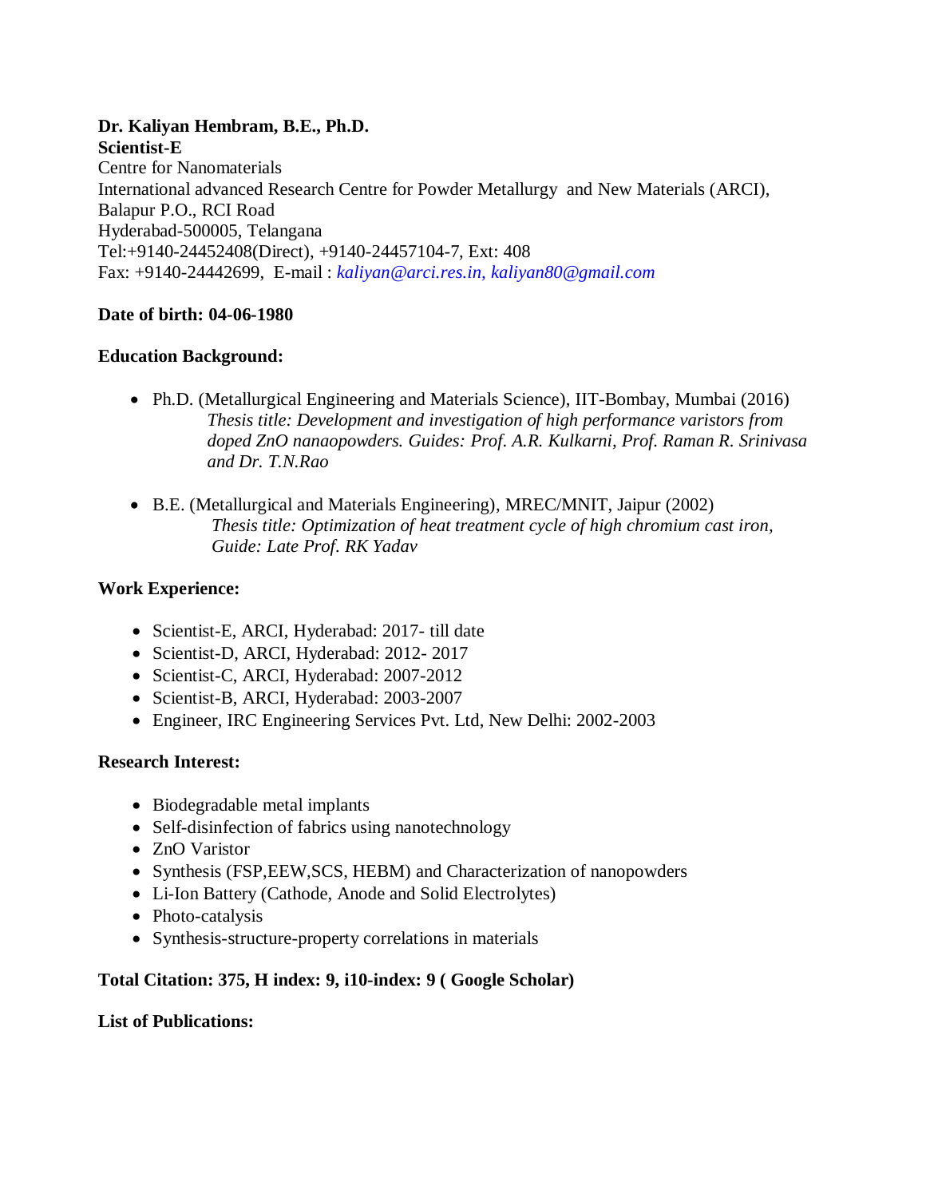**Dr. Kaliyan Hembram, B.E., Ph.D.**
**Scientist-E**
Centre for Nanomaterials
International advanced Research Centre for Powder Metallurgy and New Materials (ARCI),
Balapur P.O., RCI Road
Hyderabad-500005, Telangana
Tel:+9140-24452408(Direct), +9140-24457104-7, Ext: 408
Fax: +9140-24442699, E-mail : *kaliyan@arci.res.in, kaliyan80@gmail.com*

**Date of birth: 04-06-1980**

**Education Background:**

- Ph.D. (Metallurgical Engineering and Materials Science), IIT-Bombay, Mumbai (2016)
  *Thesis title: Development and investigation of high performance varistors from doped ZnO nanaopowders. Guides: Prof. A.R. Kulkarni, Prof. Raman R. Srinivasa and Dr. T.N.Rao*

- B.E. (Metallurgical and Materials Engineering), MREC/MNIT, Jaipur (2002)
  *Thesis title: Optimization of heat treatment cycle of high chromium cast iron, Guide: Late Prof. RK Yadav*

**Work Experience:**

- Scientist-E, ARCI, Hyderabad: 2017- till date
- Scientist-D, ARCI, Hyderabad: 2012- 2017
- Scientist-C, ARCI, Hyderabad: 2007-2012
- Scientist-B, ARCI, Hyderabad: 2003-2007
- Engineer, IRC Engineering Services Pvt. Ltd, New Delhi: 2002-2003

**Research Interest:**

- Biodegradable metal implants
- Self-disinfection of fabrics using nanotechnology
- ZnO Varistor
- Synthesis (FSP,EEW,SCS, HEBM) and Characterization of nanopowders
- Li-Ion Battery (Cathode, Anode and Solid Electrolytes)
- Photo-catalysis
- Synthesis-structure-property correlations in materials

**Total Citation: 375, H index: 9, i10-index: 9 ( Google Scholar)**

**List of Publications:**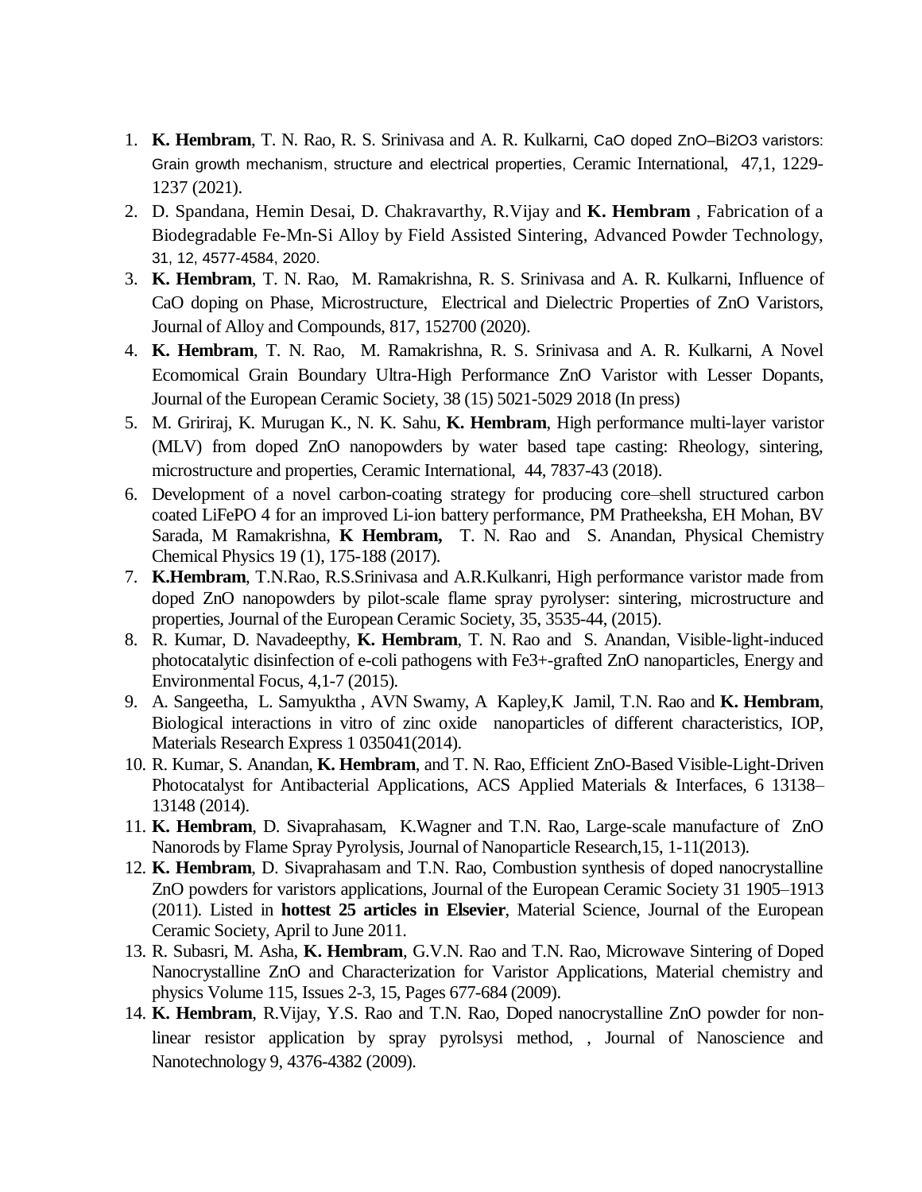1. **K. Hembram**, T. N. Rao, R. S. Srinivasa and A. R. Kulkarni, CaO doped ZnO–$Bi_2O_3$ varistors: Grain growth mechanism, structure and electrical properties, Ceramic International, 47,1, 1229-1237 (2021).
2. D. Spandana, Hemin Desai, D. Chakravarthy, R.Vijay and **K. Hembram** , Fabrication of a Biodegradable Fe-Mn-Si Alloy by Field Assisted Sintering, Advanced Powder Technology, 31, 12, 4577-4584, 2020.
3. **K. Hembram**, T. N. Rao, M. Ramakrishna, R. S. Srinivasa and A. R. Kulkarni, Influence of CaO doping on Phase, Microstructure, Electrical and Dielectric Properties of ZnO Varistors, Journal of Alloy and Compounds, 817, 152700 (2020).
4. **K. Hembram**, T. N. Rao, M. Ramakrishna, R. S. Srinivasa and A. R. Kulkarni, A Novel Ecomomical Grain Boundary Ultra-High Performance ZnO Varistor with Lesser Dopants, Journal of the European Ceramic Society, 38 (15) 5021-5029 2018 (In press)
5. M. Gririraj, K. Murugan K., N. K. Sahu, **K. Hembram**, High performance multi-layer varistor (MLV) from doped ZnO nanopowders by water based tape casting: Rheology, sintering, microstructure and properties, Ceramic International, 44, 7837-43 (2018).
6. Development of a novel carbon-coating strategy for producing core–shell structured carbon coated LiFePO 4 for an improved Li-ion battery performance, PM Pratheeksha, EH Mohan, BV Sarada, M Ramakrishna, **K Hembram,** T. N. Rao and S. Anandan, Physical Chemistry Chemical Physics 19 (1), 175-188 (2017).
7. **K.Hembram**, T.N.Rao, R.S.Srinivasa and A.R.Kulkanri, High performance varistor made from doped ZnO nanopowders by pilot-scale flame spray pyrolyser: sintering, microstructure and properties, Journal of the European Ceramic Society, 35, 3535-44, (2015).
8. R. Kumar, D. Navadeepthy, **K. Hembram**, T. N. Rao and S. Anandan, Visible-light-induced photocatalytic disinfection of e-coli pathogens with $Fe^{3+}$-grafted ZnO nanoparticles, Energy and Environmental Focus, 4,1-7 (2015).
9. A. Sangeetha, L. Samyuktha , AVN Swamy, A Kapley,K Jamil, T.N. Rao and **K. Hembram**, Biological interactions in vitro of zinc oxide nanoparticles of different characteristics, IOP, Materials Research Express 1 035041(2014).
10. R. Kumar, S. Anandan, **K. Hembram**, and T. N. Rao, Efficient ZnO-Based Visible-Light-Driven Photocatalyst for Antibacterial Applications, ACS Applied Materials & Interfaces, 6 13138–13148 (2014).
11. **K. Hembram**, D. Sivaprahasam, K.Wagner and T.N. Rao, Large-scale manufacture of ZnO Nanorods by Flame Spray Pyrolysis, Journal of Nanoparticle Research,15, 1-11(2013).
12. **K. Hembram**, D. Sivaprahasam and T.N. Rao, Combustion synthesis of doped nanocrystalline ZnO powders for varistors applications, Journal of the European Ceramic Society 31 1905–1913 (2011). Listed in **hottest 25 articles in Elsevier**, Material Science, Journal of the European Ceramic Society, April to June 2011.
13. R. Subasri, M. Asha, **K. Hembram**, G.V.N. Rao and T.N. Rao, Microwave Sintering of Doped Nanocrystalline ZnO and Characterization for Varistor Applications, Material chemistry and physics Volume 115, Issues 2-3, 15, Pages 677-684 (2009).
14. **K. Hembram**, R.Vijay, Y.S. Rao and T.N. Rao, Doped nanocrystalline ZnO powder for non-linear resistor application by spray pyrolsysi method, , Journal of Nanoscience and Nanotechnology 9, 4376-4382 (2009).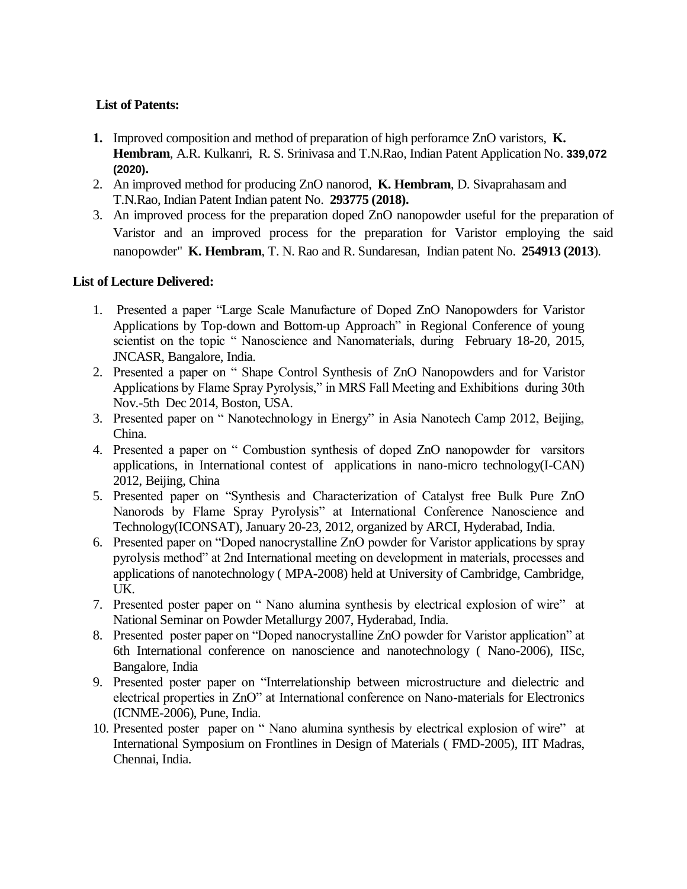**List of Patents:**

1. Improved composition and method of preparation of high perforamce ZnO varistors, **K. Hembram**, A.R. Kulkanri, R. S. Srinivasa and T.N.Rao, Indian Patent Application No. **339,072 (2020).**
2. An improved method for producing ZnO nanorod, **K. Hembram**, D. Sivaprahasam and T.N.Rao, Indian Patent Indian patent No. **293775 (2018).**
3. An improved process for the preparation doped ZnO nanopowder useful for the preparation of Varistor and an improved process for the preparation for Varistor employing the said nanopowder" **K. Hembram**, T. N. Rao and R. Sundaresan, Indian patent No. **254913 (2013**).

**List of Lecture Delivered:**

1. Presented a paper "Large Scale Manufacture of Doped ZnO Nanopowders for Varistor Applications by Top-down and Bottom-up Approach" in Regional Conference of young scientist on the topic " Nanoscience and Nanomaterials, during February 18-20, 2015, JNCASR, Bangalore, India.
2. Presented a paper on " Shape Control Synthesis of ZnO Nanopowders and for Varistor Applications by Flame Spray Pyrolysis," in MRS Fall Meeting and Exhibitions during 30th Nov.-5th Dec 2014, Boston, USA.
3. Presented paper on " Nanotechnology in Energy" in Asia Nanotech Camp 2012, Beijing, China.
4. Presented a paper on " Combustion synthesis of doped ZnO nanopowder for varsitors applications, in International contest of applications in nano-micro technology(I-CAN) 2012, Beijing, China
5. Presented paper on "Synthesis and Characterization of Catalyst free Bulk Pure ZnO Nanorods by Flame Spray Pyrolysis" at International Conference Nanoscience and Technology(ICONSAT), January 20-23, 2012, organized by ARCI, Hyderabad, India.
6. Presented paper on "Doped nanocrystalline ZnO powder for Varistor applications by spray pyrolysis method" at 2nd International meeting on development in materials, processes and applications of nanotechnology ( MPA-2008) held at University of Cambridge, Cambridge, UK.
7. Presented poster paper on " Nano alumina synthesis by electrical explosion of wire" at National Seminar on Powder Metallurgy 2007, Hyderabad, India.
8. Presented poster paper on "Doped nanocrystalline ZnO powder for Varistor application" at 6th International conference on nanoscience and nanotechnology ( Nano-2006), IISc, Bangalore, India
9. Presented poster paper on "Interrelationship between microstructure and dielectric and electrical properties in ZnO" at International conference on Nano-materials for Electronics (ICNME-2006), Pune, India.
10. Presented poster paper on " Nano alumina synthesis by electrical explosion of wire" at International Symposium on Frontlines in Design of Materials ( FMD-2005), IIT Madras, Chennai, India.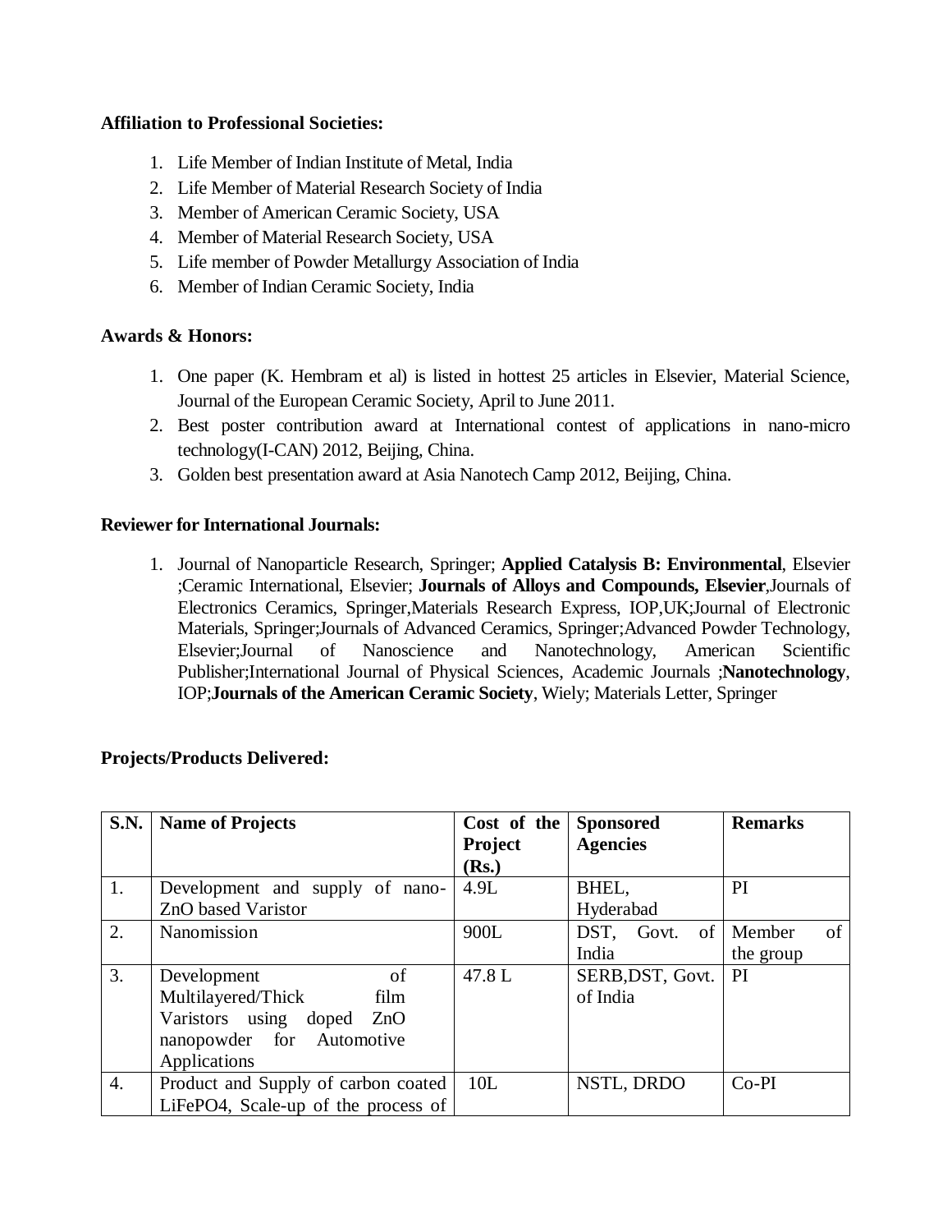**Affiliation to Professional Societies:**

1. Life Member of Indian Institute of Metal, India
2. Life Member of Material Research Society of India
3. Member of American Ceramic Society, USA
4. Member of Material Research Society, USA
5. Life member of Powder Metallurgy Association of India
6. Member of Indian Ceramic Society, India

**Awards & Honors:**

1. One paper (K. Hembram et al) is listed in hottest 25 articles in Elsevier, Material Science, Journal of the European Ceramic Society, April to June 2011.
2. Best poster contribution award at International contest of applications in nano-micro technology(I-CAN) 2012, Beijing, China.
3. Golden best presentation award at Asia Nanotech Camp 2012, Beijing, China.

**Reviewer for International Journals:**

1. Journal of Nanoparticle Research, Springer; **Applied Catalysis B: Environmental**, Elsevier ;Ceramic International, Elsevier; **Journals of Alloys and Compounds, Elsevier**,Journals of Electronics Ceramics, Springer,Materials Research Express, IOP,UK;Journal of Electronic Materials, Springer;Journals of Advanced Ceramics, Springer;Advanced Powder Technology, Elsevier;Journal of Nanoscience and Nanotechnology, American Scientific Publisher;International Journal of Physical Sciences, Academic Journals ;**Nanotechnology**, IOP;**Journals of the American Ceramic Society**, Wiely; Materials Letter, Springer

**Projects/Products Delivered:**

| S.N. | Name of Projects | Cost of the Project (Rs.) | Sponsored Agencies | Remarks |
|---|---|---|---|---|
| 1. | Development and supply of nano-ZnO based Varistor | 4.9L | BHEL, Hyderabad | PI |
| 2. | Nanomission | 900L | DST, Govt. of India | Member of the group |
| 3. | Development of Multilayered/Thick film Varistors using doped ZnO nanopowder for Automotive Applications | 47.8 L | SERB,DST, Govt. of India | PI |
| 4. | Product and Supply of carbon coated LiFePO4, Scale-up of the process of | 10L | NSTL, DRDO | Co-PI |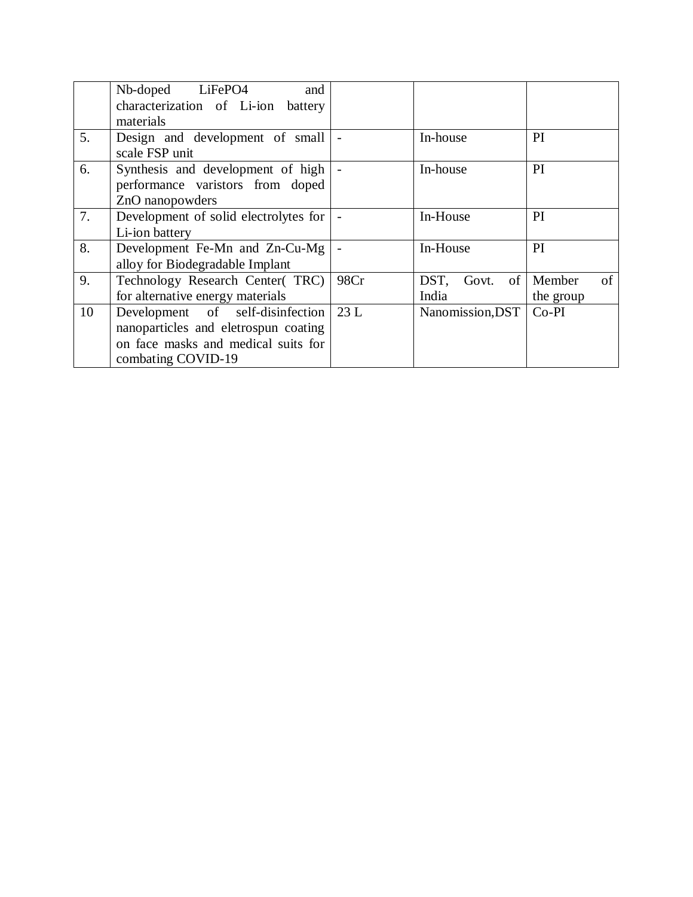| | | | | |
|---|---|---|---|---|
| | Nb-doped LiFePO4 and characterization of Li-ion battery materials | | | |
| 5. | Design and development of small scale FSP unit | - | In-house | PI |
| 6. | Synthesis and development of high performance varistors from doped ZnO nanopowders | - | In-house | PI |
| 7. | Development of solid electrolytes for Li-ion battery | - | In-House | PI |
| 8. | Development Fe-Mn and Zn-Cu-Mg alloy for Biodegradable Implant | - | In-House | PI |
| 9. | Technology Research Center( TRC) for alternative energy materials | 98Cr | DST, Govt. of India | Member of the group |
| 10 | Development of self-disinfection nanoparticles and eletrospun coating on face masks and medical suits for combating COVID-19 | 23 L | Nanomission,DST | Co-PI |